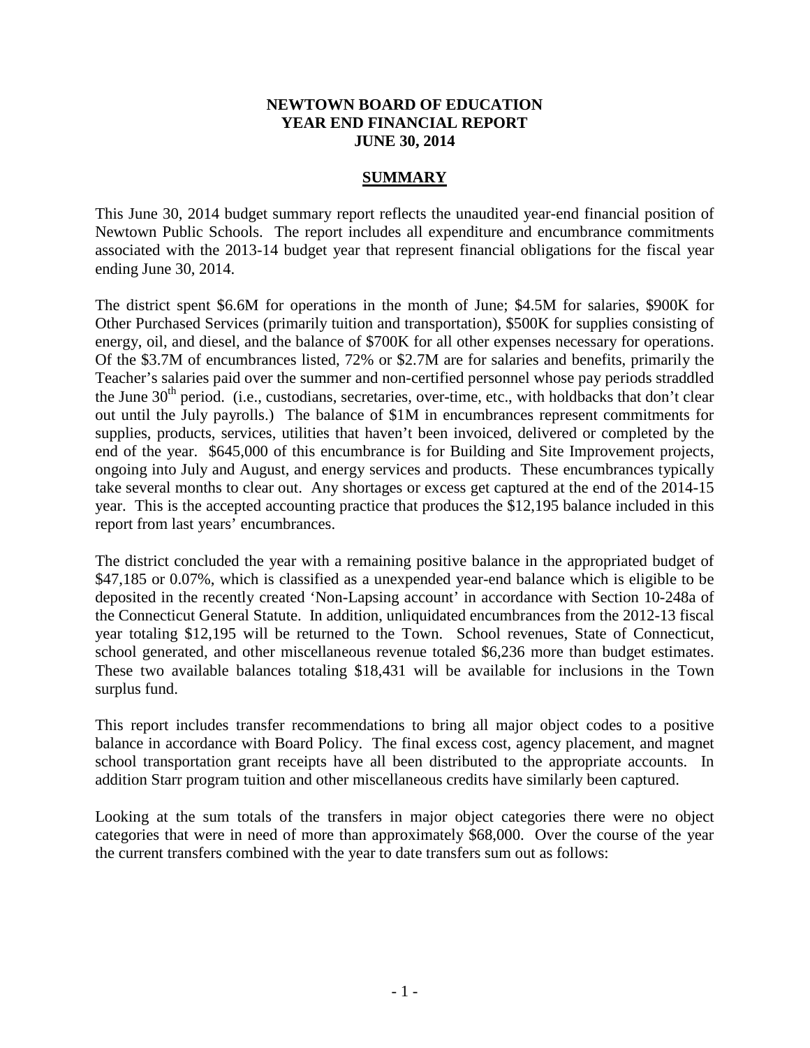# NEWTOWN BOARD OF EDUCATION
# YEAR END FINANCIAL REPORT
# JUNE 30, 2014

## SUMMARY

This June 30, 2014 budget summary report reflects the unaudited year-end financial position of Newtown Public Schools. The report includes all expenditure and encumbrance commitments associated with the 2013-14 budget year that represent financial obligations for the fiscal year ending June 30, 2014.

The district spent $6.6M for operations in the month of June; $4.5M for salaries, $900K for Other Purchased Services (primarily tuition and transportation), $500K for supplies consisting of energy, oil, and diesel, and the balance of $700K for all other expenses necessary for operations. Of the $3.7M of encumbrances listed, 72% or $2.7M are for salaries and benefits, primarily the Teacher's salaries paid over the summer and non-certified personnel whose pay periods straddled the June 30th period. (i.e., custodians, secretaries, over-time, etc., with holdbacks that don't clear out until the July payrolls.) The balance of $1M in encumbrances represent commitments for supplies, products, services, utilities that haven't been invoiced, delivered or completed by the end of the year. $645,000 of this encumbrance is for Building and Site Improvement projects, ongoing into July and August, and energy services and products. These encumbrances typically take several months to clear out. Any shortages or excess get captured at the end of the 2014-15 year. This is the accepted accounting practice that produces the $12,195 balance included in this report from last years' encumbrances.

The district concluded the year with a remaining positive balance in the appropriated budget of $47,185 or 0.07%, which is classified as a unexpended year-end balance which is eligible to be deposited in the recently created 'Non-Lapsing account' in accordance with Section 10-248a of the Connecticut General Statute. In addition, unliquidated encumbrances from the 2012-13 fiscal year totaling $12,195 will be returned to the Town. School revenues, State of Connecticut, school generated, and other miscellaneous revenue totaled $6,236 more than budget estimates. These two available balances totaling $18,431 will be available for inclusions in the Town surplus fund.

This report includes transfer recommendations to bring all major object codes to a positive balance in accordance with Board Policy. The final excess cost, agency placement, and magnet school transportation grant receipts have all been distributed to the appropriate accounts. In addition Starr program tuition and other miscellaneous credits have similarly been captured.

Looking at the sum totals of the transfers in major object categories there were no object categories that were in need of more than approximately $68,000. Over the course of the year the current transfers combined with the year to date transfers sum out as follows: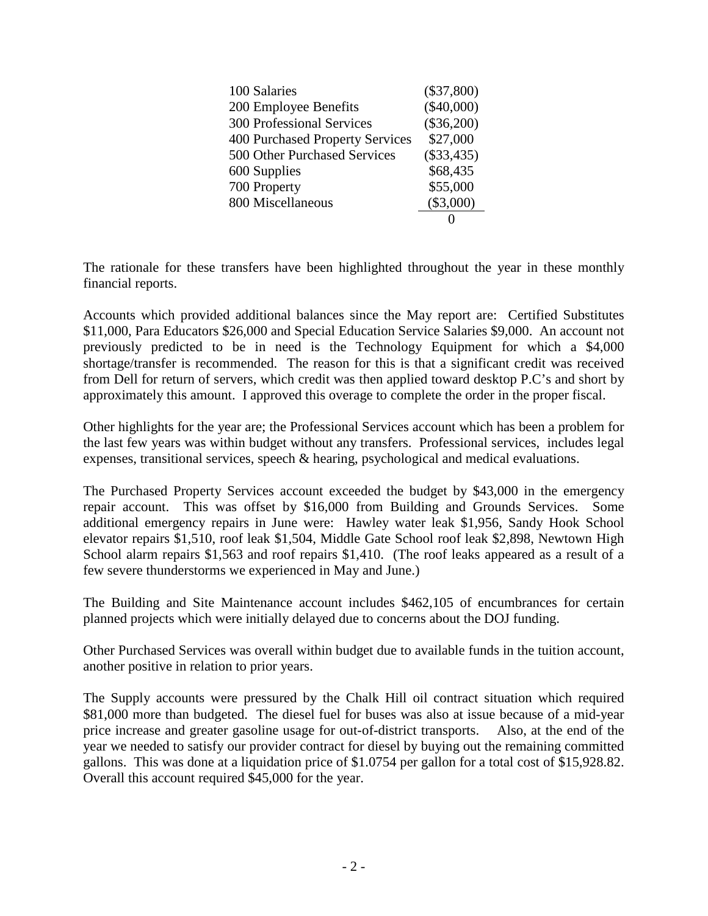| | |
|---|---|
| 100 Salaries | ($37,800) |
| 200 Employee Benefits | ($40,000) |
| 300 Professional Services | ($36,200) |
| 400 Purchased Property Services | $27,000 |
| 500 Other Purchased Services | ($33,435) |
| 600 Supplies | $68,435 |
| 700 Property | $55,000 |
| 800 Miscellaneous | ($3,000) |
| | 0 |

The rationale for these transfers have been highlighted throughout the year in these monthly financial reports.

Accounts which provided additional balances since the May report are: Certified Substitutes $11,000, Para Educators $26,000 and Special Education Service Salaries $9,000. An account not previously predicted to be in need is the Technology Equipment for which a $4,000 shortage/transfer is recommended. The reason for this is that a significant credit was received from Dell for return of servers, which credit was then applied toward desktop P.C's and short by approximately this amount. I approved this overage to complete the order in the proper fiscal.

Other highlights for the year are; the Professional Services account which has been a problem for the last few years was within budget without any transfers. Professional services, includes legal expenses, transitional services, speech & hearing, psychological and medical evaluations.

The Purchased Property Services account exceeded the budget by $43,000 in the emergency repair account. This was offset by $16,000 from Building and Grounds Services. Some additional emergency repairs in June were: Hawley water leak $1,956, Sandy Hook School elevator repairs $1,510, roof leak $1,504, Middle Gate School roof leak $2,898, Newtown High School alarm repairs $1,563 and roof repairs $1,410. (The roof leaks appeared as a result of a few severe thunderstorms we experienced in May and June.)

The Building and Site Maintenance account includes $462,105 of encumbrances for certain planned projects which were initially delayed due to concerns about the DOJ funding.

Other Purchased Services was overall within budget due to available funds in the tuition account, another positive in relation to prior years.

The Supply accounts were pressured by the Chalk Hill oil contract situation which required $81,000 more than budgeted. The diesel fuel for buses was also at issue because of a mid-year price increase and greater gasoline usage for out-of-district transports. Also, at the end of the year we needed to satisfy our provider contract for diesel by buying out the remaining committed gallons. This was done at a liquidation price of $1.0754 per gallon for a total cost of $15,928.82. Overall this account required $45,000 for the year.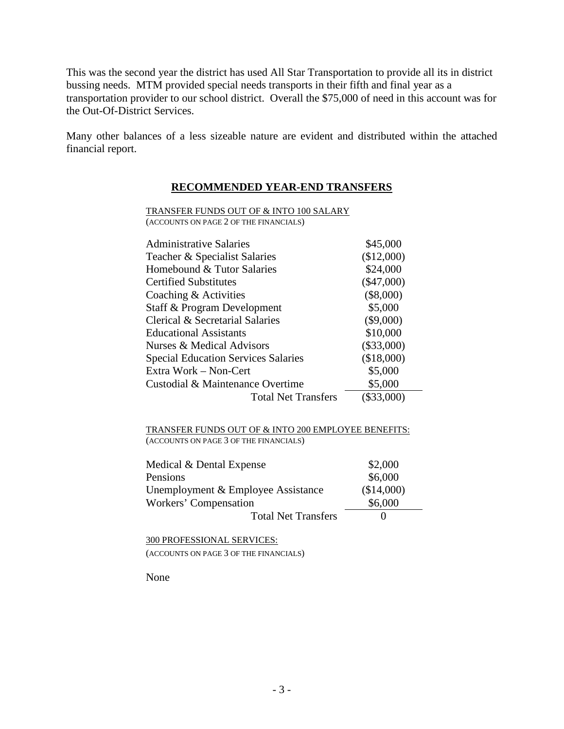This was the second year the district has used All Star Transportation to provide all its in district bussing needs. MTM provided special needs transports in their fifth and final year as a transportation provider to our school district. Overall the $75,000 of need in this account was for the Out-Of-District Services.

Many other balances of a less sizeable nature are evident and distributed within the attached financial report.

## RECOMMENDED YEAR-END TRANSFERS

TRANSFER FUNDS OUT OF & INTO 100 SALARY
(ACCOUNTS ON PAGE 2 OF THE FINANCIALS)

| Account | Amount |
|---|---|
| Administrative Salaries | $45,000 |
| Teacher & Specialist Salaries | ($12,000) |
| Homebound & Tutor Salaries | $24,000 |
| Certified Substitutes | ($47,000) |
| Coaching & Activities | ($8,000) |
| Staff & Program Development | $5,000 |
| Clerical & Secretarial Salaries | ($9,000) |
| Educational Assistants | $10,000 |
| Nurses & Medical Advisors | ($33,000) |
| Special Education Services Salaries | ($18,000) |
| Extra Work – Non-Cert | $5,000 |
| Custodial & Maintenance Overtime | $5,000 |
| Total Net Transfers | ($33,000) |

TRANSFER FUNDS OUT OF & INTO 200 EMPLOYEE BENEFITS:
(ACCOUNTS ON PAGE 3 OF THE FINANCIALS)

| Account | Amount |
|---|---|
| Medical & Dental Expense | $2,000 |
| Pensions | $6,000 |
| Unemployment & Employee Assistance | ($14,000) |
| Workers' Compensation | $6,000 |
| Total Net Transfers | 0 |

300 PROFESSIONAL SERVICES:
(ACCOUNTS ON PAGE 3 OF THE FINANCIALS)

None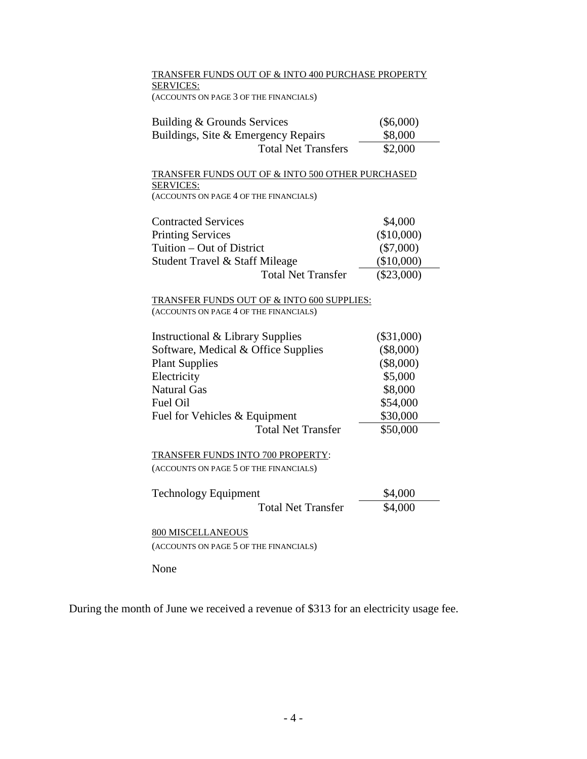TRANSFER FUNDS OUT OF & INTO 400 PURCHASE PROPERTY SERVICES:
(ACCOUNTS ON PAGE 3 OF THE FINANCIALS)

| | |
|---|---|
| Building & Grounds Services | ($6,000) |
| Buildings, Site & Emergency Repairs | $8,000 |
| Total Net Transfers | $2,000 |

TRANSFER FUNDS OUT OF & INTO 500 OTHER PURCHASED SERVICES:
(ACCOUNTS ON PAGE 4 OF THE FINANCIALS)

| | |
|---|---|
| Contracted Services | $4,000 |
| Printing Services | ($10,000) |
| Tuition – Out of District | ($7,000) |
| Student Travel & Staff Mileage | ($10,000) |
| Total Net Transfer | ($23,000) |

TRANSFER FUNDS OUT OF & INTO 600 SUPPLIES:
(ACCOUNTS ON PAGE 4 OF THE FINANCIALS)

| | |
|---|---|
| Instructional & Library Supplies | ($31,000) |
| Software, Medical & Office Supplies | ($8,000) |
| Plant Supplies | ($8,000) |
| Electricity | $5,000 |
| Natural Gas | $8,000 |
| Fuel Oil | $54,000 |
| Fuel for Vehicles & Equipment | $30,000 |
| Total Net Transfer | $50,000 |

TRANSFER FUNDS INTO 700 PROPERTY:
(ACCOUNTS ON PAGE 5 OF THE FINANCIALS)

| | |
|---|---|
| Technology Equipment | $4,000 |
| Total Net Transfer | $4,000 |

800 MISCELLANEOUS
(ACCOUNTS ON PAGE 5 OF THE FINANCIALS)

None

During the month of June we received a revenue of $313 for an electricity usage fee.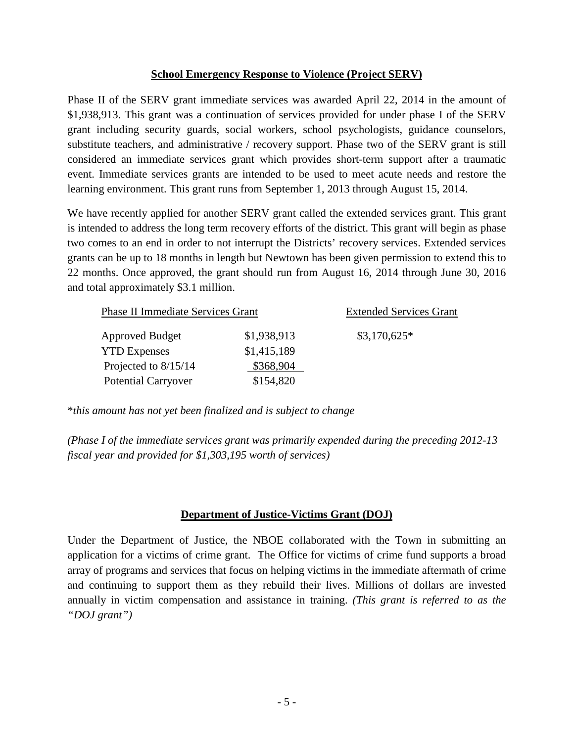## School Emergency Response to Violence (Project SERV)

Phase II of the SERV grant immediate services was awarded April 22, 2014 in the amount of $1,938,913. This grant was a continuation of services provided for under phase I of the SERV grant including security guards, social workers, school psychologists, guidance counselors, substitute teachers, and administrative / recovery support. Phase two of the SERV grant is still considered an immediate services grant which provides short-term support after a traumatic event. Immediate services grants are intended to be used to meet acute needs and restore the learning environment. This grant runs from September 1, 2013 through August 15, 2014.

We have recently applied for another SERV grant called the extended services grant. This grant is intended to address the long term recovery efforts of the district. This grant will begin as phase two comes to an end in order to not interrupt the Districts' recovery services. Extended services grants can be up to 18 months in length but Newtown has been given permission to extend this to 22 months. Once approved, the grant should run from August 16, 2014 through June 30, 2016 and total approximately $3.1 million.

| Phase II Immediate Services Grant | | Extended Services Grant |
|---|---|---|
| Approved Budget | $1,938,913 | $3,170,625* |
| YTD Expenses | $1,415,189 | |
| Projected to 8/15/14 | $368,904 | |
| Potential Carryover | $154,820 | |

**this amount has not yet been finalized and is subject to change*

*(Phase I of the immediate services grant was primarily expended during the preceding 2012-13 fiscal year and provided for $1,303,195 worth of services)*

## Department of Justice-Victims Grant (DOJ)

Under the Department of Justice, the NBOE collaborated with the Town in submitting an application for a victims of crime grant. The Office for victims of crime fund supports a broad array of programs and services that focus on helping victims in the immediate aftermath of crime and continuing to support them as they rebuild their lives. Millions of dollars are invested annually in victim compensation and assistance in training. *(This grant is referred to as the "DOJ grant")*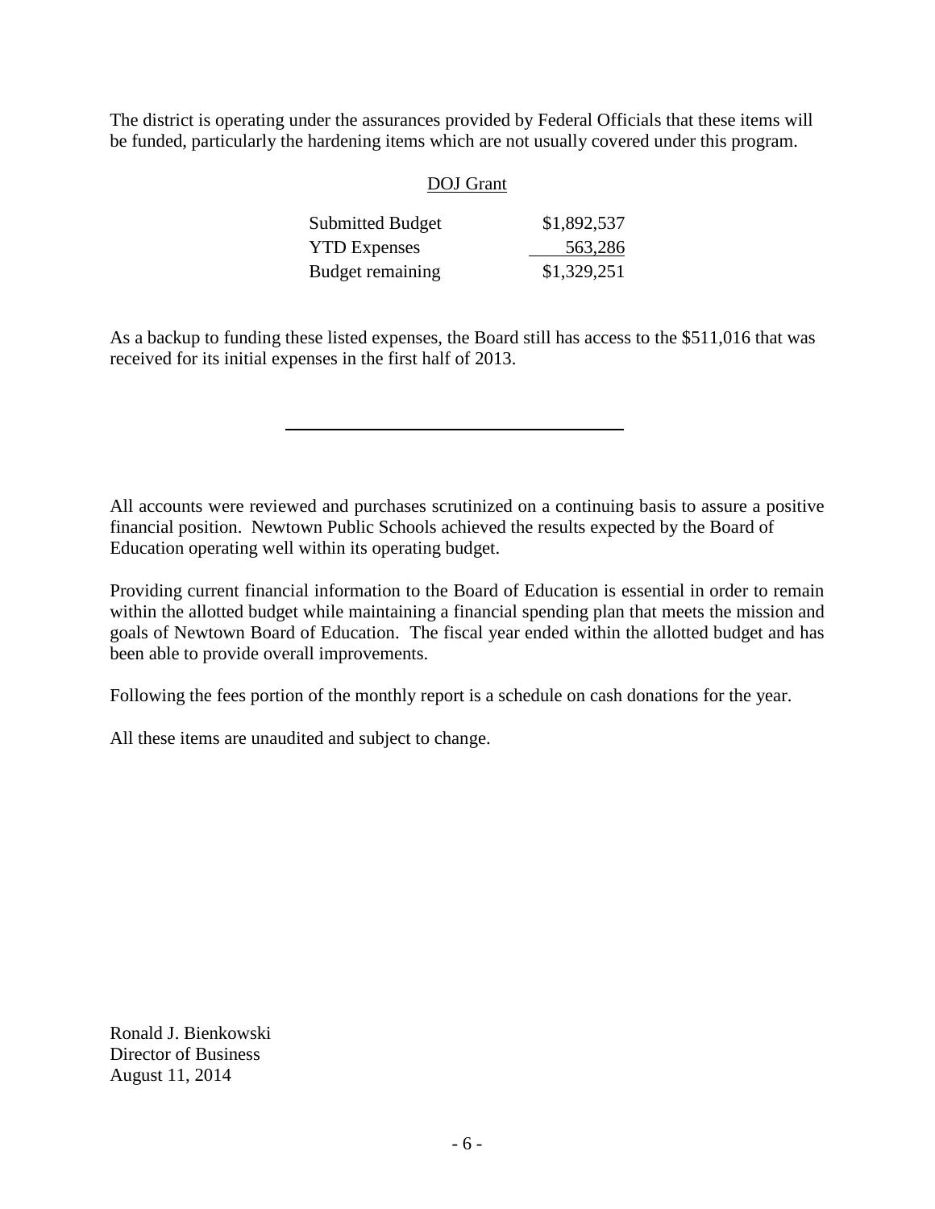The district is operating under the assurances provided by Federal Officials that these items will be funded, particularly the hardening items which are not usually covered under this program.

| DOJ Grant | |
|---|---|
| Submitted Budget | $1,892,537 |
| YTD Expenses | 563,286 |
| Budget remaining | $1,329,251 |

As a backup to funding these listed expenses, the Board still has access to the $511,016 that was received for its initial expenses in the first half of 2013.

---

All accounts were reviewed and purchases scrutinized on a continuing basis to assure a positive financial position. Newtown Public Schools achieved the results expected by the Board of Education operating well within its operating budget.

Providing current financial information to the Board of Education is essential in order to remain within the allotted budget while maintaining a financial spending plan that meets the mission and goals of Newtown Board of Education. The fiscal year ended within the allotted budget and has been able to provide overall improvements.

Following the fees portion of the monthly report is a schedule on cash donations for the year.

All these items are unaudited and subject to change.

Ronald J. Bienkowski
Director of Business
August 11, 2014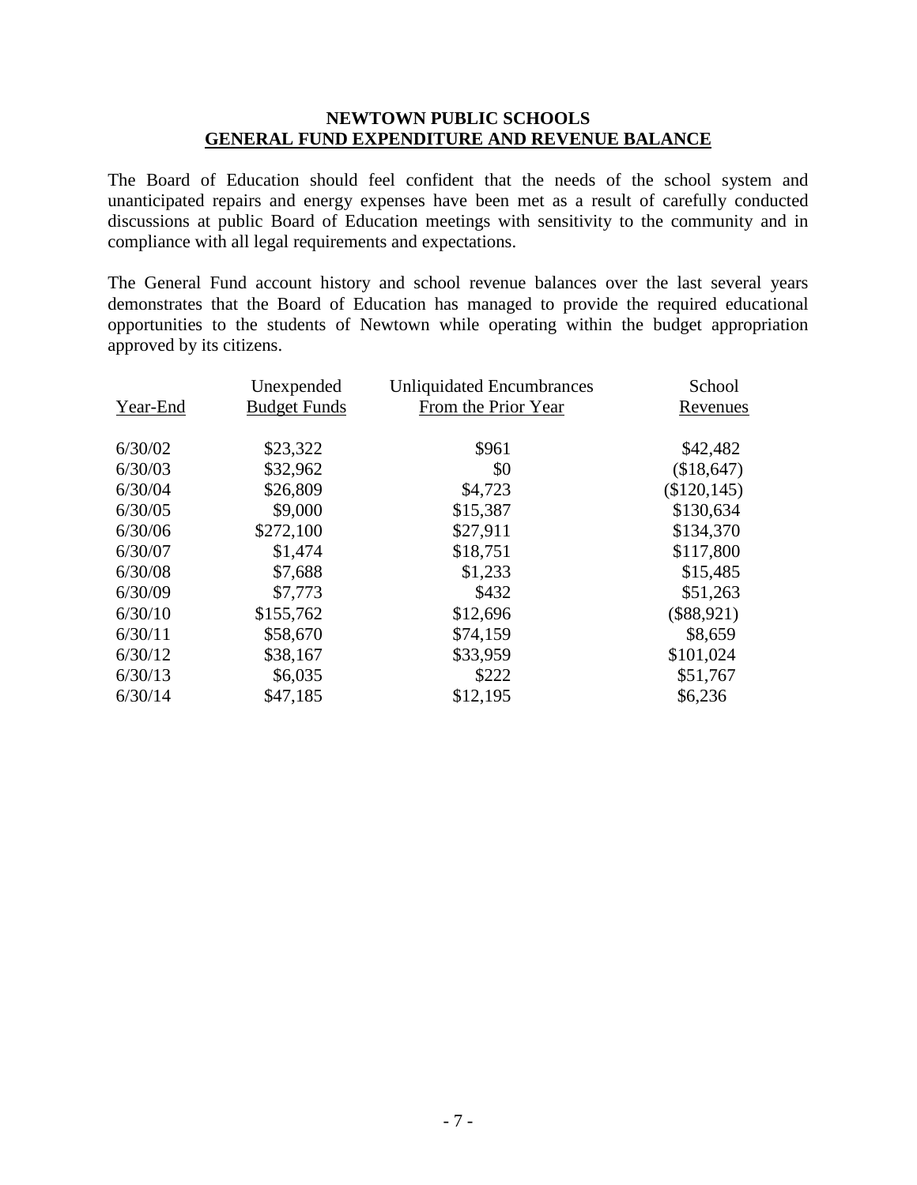## NEWTOWN PUBLIC SCHOOLS
## GENERAL FUND EXPENDITURE AND REVENUE BALANCE

The Board of Education should feel confident that the needs of the school system and unanticipated repairs and energy expenses have been met as a result of carefully conducted discussions at public Board of Education meetings with sensitivity to the community and in compliance with all legal requirements and expectations.

The General Fund account history and school revenue balances over the last several years demonstrates that the Board of Education has managed to provide the required educational opportunities to the students of Newtown while operating within the budget appropriation approved by its citizens.

| Year-End | Unexpended Budget Funds | Unliquidated Encumbrances From the Prior Year | School Revenues |
|---|---|---|---|
| 6/30/02 | $23,322 | $961 | $42,482 |
| 6/30/03 | $32,962 | $0 | ($18,647) |
| 6/30/04 | $26,809 | $4,723 | ($120,145) |
| 6/30/05 | $9,000 | $15,387 | $130,634 |
| 6/30/06 | $272,100 | $27,911 | $134,370 |
| 6/30/07 | $1,474 | $18,751 | $117,800 |
| 6/30/08 | $7,688 | $1,233 | $15,485 |
| 6/30/09 | $7,773 | $432 | $51,263 |
| 6/30/10 | $155,762 | $12,696 | ($88,921) |
| 6/30/11 | $58,670 | $74,159 | $8,659 |
| 6/30/12 | $38,167 | $33,959 | $101,024 |
| 6/30/13 | $6,035 | $222 | $51,767 |
| 6/30/14 | $47,185 | $12,195 | $6,236 |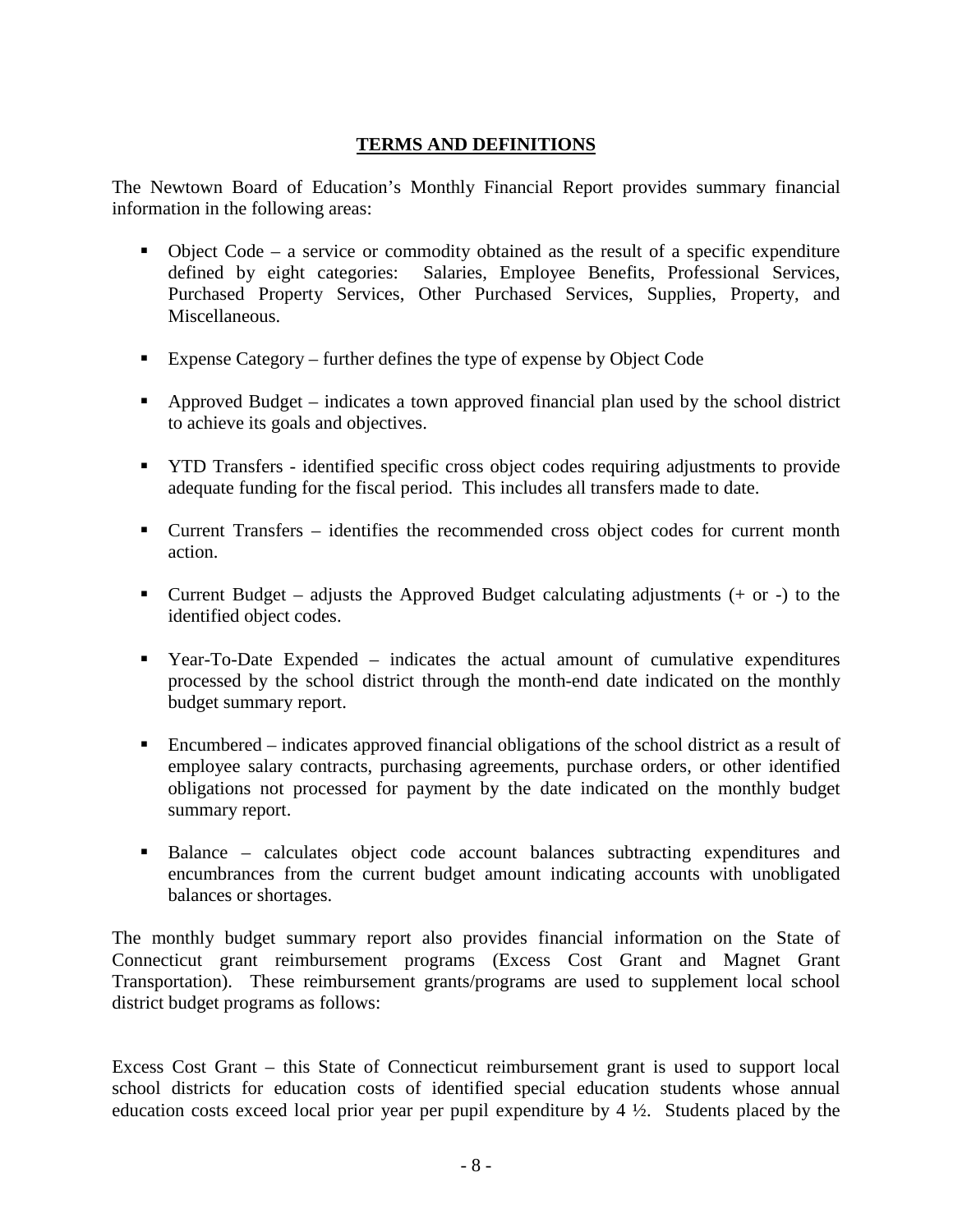## TERMS AND DEFINITIONS

The Newtown Board of Education's Monthly Financial Report provides summary financial information in the following areas:

- Object Code – a service or commodity obtained as the result of a specific expenditure defined by eight categories: Salaries, Employee Benefits, Professional Services, Purchased Property Services, Other Purchased Services, Supplies, Property, and Miscellaneous.
- Expense Category – further defines the type of expense by Object Code
- Approved Budget – indicates a town approved financial plan used by the school district to achieve its goals and objectives.
- YTD Transfers - identified specific cross object codes requiring adjustments to provide adequate funding for the fiscal period. This includes all transfers made to date.
- Current Transfers – identifies the recommended cross object codes for current month action.
- Current Budget – adjusts the Approved Budget calculating adjustments (+ or -) to the identified object codes.
- Year-To-Date Expended – indicates the actual amount of cumulative expenditures processed by the school district through the month-end date indicated on the monthly budget summary report.
- Encumbered – indicates approved financial obligations of the school district as a result of employee salary contracts, purchasing agreements, purchase orders, or other identified obligations not processed for payment by the date indicated on the monthly budget summary report.
- Balance – calculates object code account balances subtracting expenditures and encumbrances from the current budget amount indicating accounts with unobligated balances or shortages.

The monthly budget summary report also provides financial information on the State of Connecticut grant reimbursement programs (Excess Cost Grant and Magnet Grant Transportation). These reimbursement grants/programs are used to supplement local school district budget programs as follows:

Excess Cost Grant – this State of Connecticut reimbursement grant is used to support local school districts for education costs of identified special education students whose annual education costs exceed local prior year per pupil expenditure by 4 ½. Students placed by the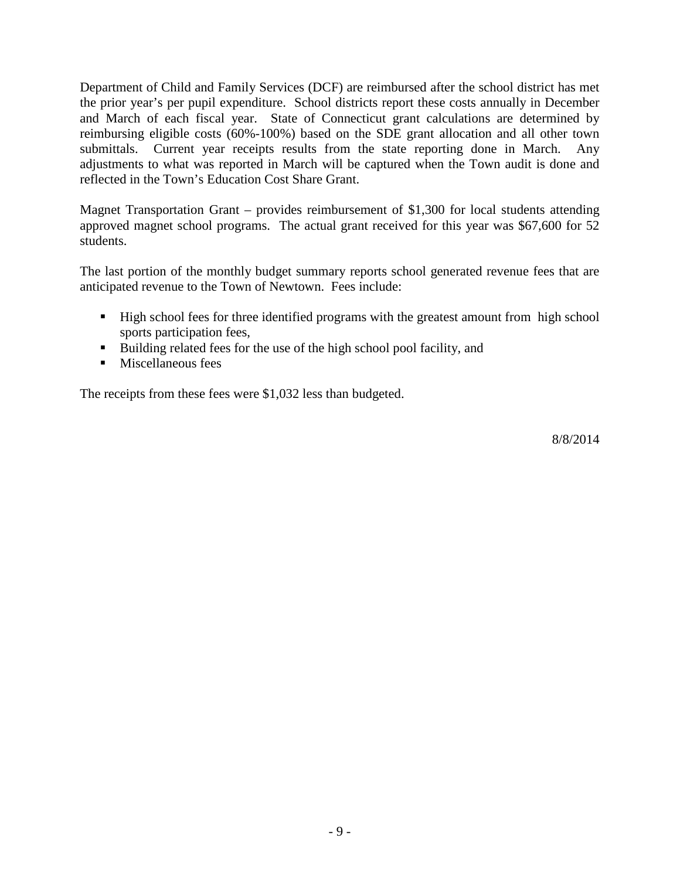Department of Child and Family Services (DCF) are reimbursed after the school district has met the prior year's per pupil expenditure. School districts report these costs annually in December and March of each fiscal year. State of Connecticut grant calculations are determined by reimbursing eligible costs (60%-100%) based on the SDE grant allocation and all other town submittals. Current year receipts results from the state reporting done in March. Any adjustments to what was reported in March will be captured when the Town audit is done and reflected in the Town's Education Cost Share Grant.

Magnet Transportation Grant – provides reimbursement of $1,300 for local students attending approved magnet school programs. The actual grant received for this year was $67,600 for 52 students.

The last portion of the monthly budget summary reports school generated revenue fees that are anticipated revenue to the Town of Newtown. Fees include:

- High school fees for three identified programs with the greatest amount from high school sports participation fees,
- Building related fees for the use of the high school pool facility, and
- Miscellaneous fees

The receipts from these fees were $1,032 less than budgeted.

8/8/2014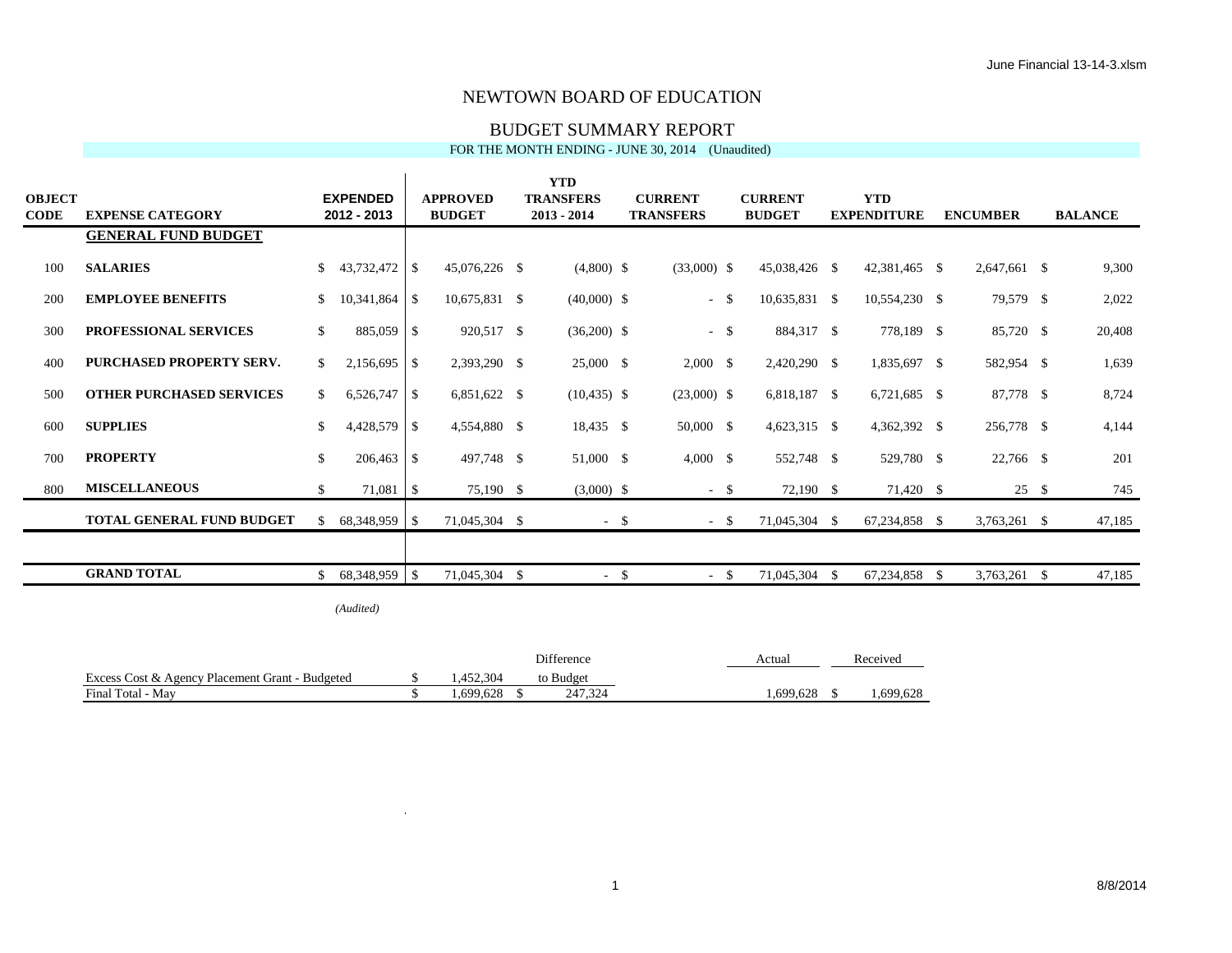# NEWTOWN BOARD OF EDUCATION

## BUDGET SUMMARY REPORT

FOR THE MONTH ENDING - JUNE 30, 2014 (Unaudited)

| OBJECT CODE | EXPENSE CATEGORY | EXPENDED 2012 - 2013 | APPROVED BUDGET | YTD TRANSFERS 2013 - 2014 | CURRENT TRANSFERS | CURRENT BUDGET | YTD EXPENDITURE | ENCUMBER | BALANCE |
|---|---|---|---|---|---|---|---|---|---|
| | **GENERAL FUND BUDGET** | | | | | | | | |
| 100 | **SALARIES** | $ 43,732,472 | $ 45,076,226 | $ (4,800) | $ (33,000) | $ 45,038,426 | $ 42,381,465 | $ 2,647,661 | $ 9,300 |
| 200 | **EMPLOYEE BENEFITS** | $ 10,341,864 | $ 10,675,831 | $ (40,000) | $ - | $ 10,635,831 | $ 10,554,230 | $ 79,579 | $ 2,022 |
| 300 | **PROFESSIONAL SERVICES** | $ 885,059 | $ 920,517 | $ (36,200) | $ - | $ 884,317 | $ 778,189 | $ 85,720 | $ 20,408 |
| 400 | **PURCHASED PROPERTY SERV.** | $ 2,156,695 | $ 2,393,290 | $ 25,000 | $ 2,000 | $ 2,420,290 | $ 1,835,697 | $ 582,954 | $ 1,639 |
| 500 | **OTHER PURCHASED SERVICES** | $ 6,526,747 | $ 6,851,622 | $ (10,435) | $ (23,000) | $ 6,818,187 | $ 6,721,685 | $ 87,778 | $ 8,724 |
| 600 | **SUPPLIES** | $ 4,428,579 | $ 4,554,880 | $ 18,435 | $ 50,000 | $ 4,623,315 | $ 4,362,392 | $ 256,778 | $ 4,144 |
| 700 | **PROPERTY** | $ 206,463 | $ 497,748 | $ 51,000 | $ 4,000 | $ 552,748 | $ 529,780 | $ 22,766 | $ 201 |
| 800 | **MISCELLANEOUS** | $ 71,081 | $ 75,190 | $ (3,000) | $ - | $ 72,190 | $ 71,420 | $ 25 | $ 745 |
| | **TOTAL GENERAL FUND BUDGET** | $ 68,348,959 | $ 71,045,304 | $ - | $ - | $ 71,045,304 | $ 67,234,858 | $ 3,763,261 | $ 47,185 |
| | **GRAND TOTAL** | $ 68,348,959 | $ 71,045,304 | $ - | $ - | $ 71,045,304 | $ 67,234,858 | $ 3,763,261 | $ 47,185 |

*(Audited)*

| | | Difference to Budget | Actual | Received |
|---|---|---|---|---|
| Excess Cost & Agency Placement Grant - Budgeted | $ 1,452,304 | | | |
| Final Total - May | $ 1,699,628 | $ 247,324 | 1,699,628 | $ 1,699,628 |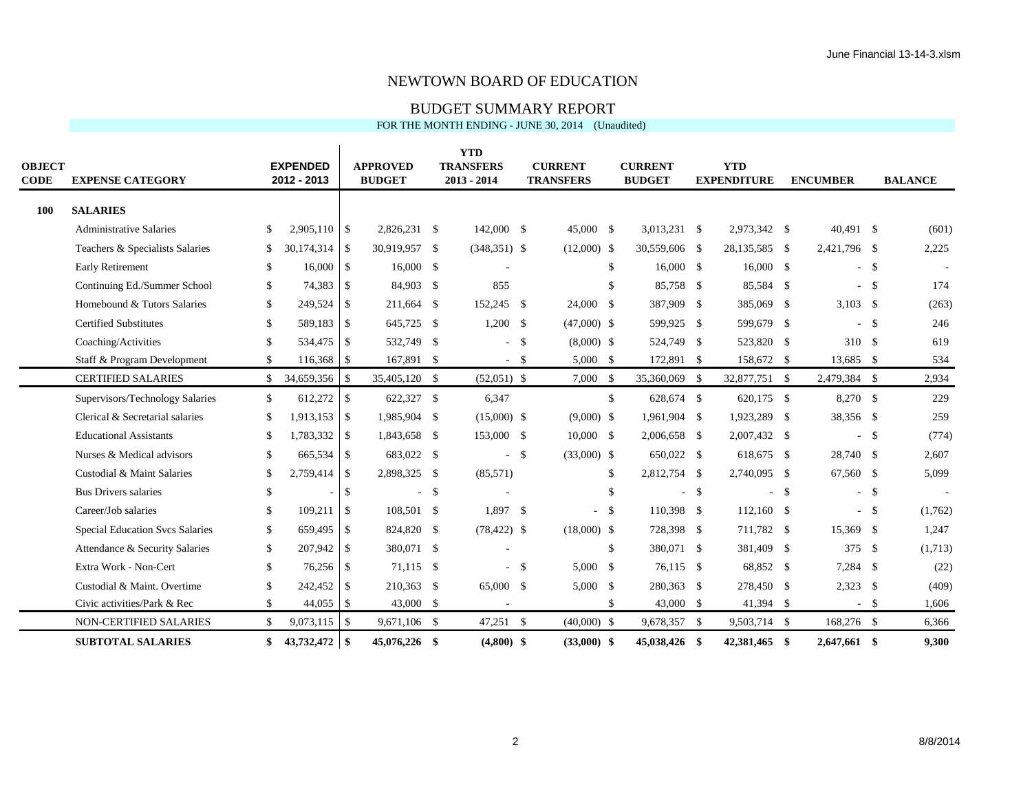# NEWTOWN BOARD OF EDUCATION

## BUDGET SUMMARY REPORT

FOR THE MONTH ENDING - JUNE 30, 2014 (Unaudited)

| OBJECT CODE | EXPENSE CATEGORY | EXPENDED 2012 - 2013 | APPROVED BUDGET | YTD TRANSFERS 2013 - 2014 | CURRENT TRANSFERS | CURRENT BUDGET | YTD EXPENDITURE | ENCUMBER | BALANCE |
|---|---|---|---|---|---|---|---|---|---|
| **100** | **SALARIES** | | | | | | | | |
| | Administrative Salaries | $ 2,905,110 | $ 2,826,231 | $ 142,000 | $ 45,000 | $ 3,013,231 | $ 2,973,342 | $ 40,491 | $ (601) |
| | Teachers & Specialists Salaries | $ 30,174,314 | $ 30,919,957 | $ (348,351) | $ (12,000) | $ 30,559,606 | $ 28,135,585 | $ 2,421,796 | $ 2,225 |
| | Early Retirement | $ 16,000 | $ 16,000 | $ - | | $ 16,000 | $ 16,000 | $ - | $ - |
| | Continuing Ed./Summer School | $ 74,383 | $ 84,903 | $ 855 | | $ 85,758 | $ 85,584 | $ - | $ 174 |
| | Homebound & Tutors Salaries | $ 249,524 | $ 211,664 | $ 152,245 | $ 24,000 | $ 387,909 | $ 385,069 | $ 3,103 | $ (263) |
| | Certified Substitutes | $ 589,183 | $ 645,725 | $ 1,200 | $ (47,000) | $ 599,925 | $ 599,679 | $ - | $ 246 |
| | Coaching/Activities | $ 534,475 | $ 532,749 | $ - | $ (8,000) | $ 524,749 | $ 523,820 | $ 310 | $ 619 |
| | Staff & Program Development | $ 116,368 | $ 167,891 | $ - | $ 5,000 | $ 172,891 | $ 158,672 | $ 13,685 | $ 534 |
| | CERTIFIED SALARIES | $ 34,659,356 | $ 35,405,120 | $ (52,051) | $ 7,000 | $ 35,360,069 | $ 32,877,751 | $ 2,479,384 | $ 2,934 |
| | Supervisors/Technology Salaries | $ 612,272 | $ 622,327 | $ 6,347 | | $ 628,674 | $ 620,175 | $ 8,270 | $ 229 |
| | Clerical & Secretarial salaries | $ 1,913,153 | $ 1,985,904 | $ (15,000) | $ (9,000) | $ 1,961,904 | $ 1,923,289 | $ 38,356 | $ 259 |
| | Educational Assistants | $ 1,783,332 | $ 1,843,658 | $ 153,000 | $ 10,000 | $ 2,006,658 | $ 2,007,432 | $ - | $ (774) |
| | Nurses & Medical advisors | $ 665,534 | $ 683,022 | $ - | $ (33,000) | $ 650,022 | $ 618,675 | $ 28,740 | $ 2,607 |
| | Custodial & Maint Salaries | $ 2,759,414 | $ 2,898,325 | $ (85,571) | | $ 2,812,754 | $ 2,740,095 | $ 67,560 | $ 5,099 |
| | Bus Drivers salaries | $ - | $ - | $ - | | $ - | $ - | $ - | $ - |
| | Career/Job salaries | $ 109,211 | $ 108,501 | $ 1,897 | $ - | $ 110,398 | $ 112,160 | $ - | $ (1,762) |
| | Special Education Svcs Salaries | $ 659,495 | $ 824,820 | $ (78,422) | $ (18,000) | $ 728,398 | $ 711,782 | $ 15,369 | $ 1,247 |
| | Attendance & Security Salaries | $ 207,942 | $ 380,071 | $ - | | $ 380,071 | $ 381,409 | $ 375 | $ (1,713) |
| | Extra Work - Non-Cert | $ 76,256 | $ 71,115 | $ - | $ 5,000 | $ 76,115 | $ 68,852 | $ 7,284 | $ (22) |
| | Custodial & Maint. Overtime | $ 242,452 | $ 210,363 | $ 65,000 | $ 5,000 | $ 280,363 | $ 278,450 | $ 2,323 | $ (409) |
| | Civic activities/Park & Rec | $ 44,055 | $ 43,000 | $ - | | $ 43,000 | $ 41,394 | $ - | $ 1,606 |
| | NON-CERTIFIED SALARIES | $ 9,073,115 | $ 9,671,106 | $ 47,251 | $ (40,000) | $ 9,678,357 | $ 9,503,714 | $ 168,276 | $ 6,366 |
| | **SUBTOTAL SALARIES** | **$ 43,732,472** | **$ 45,076,226** | **$ (4,800)** | **$ (33,000)** | **$ 45,038,426** | **$ 42,381,465** | **$ 2,647,661** | **$ 9,300** |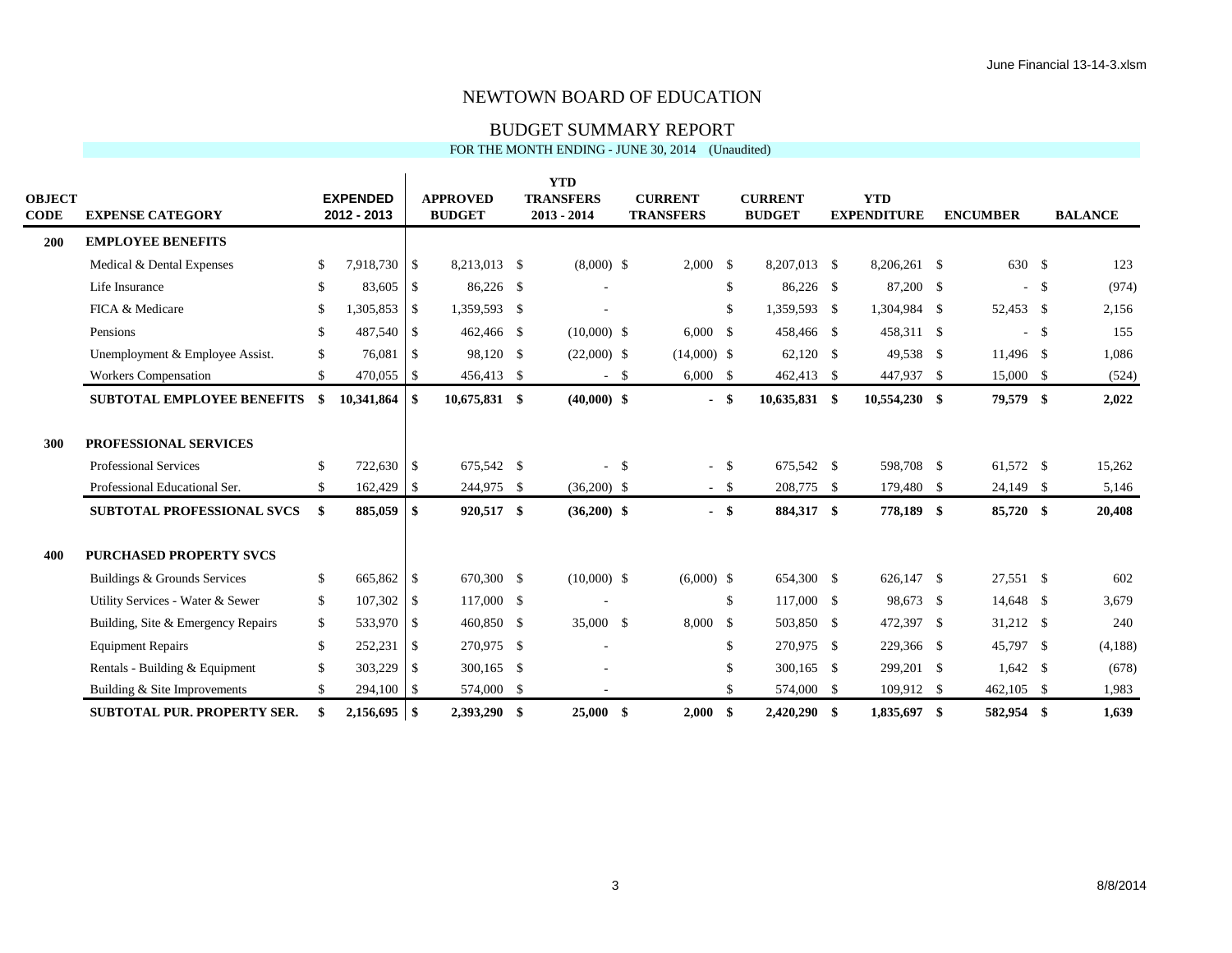# NEWTOWN BOARD OF EDUCATION

## BUDGET SUMMARY REPORT

FOR THE MONTH ENDING - JUNE 30, 2014 (Unaudited)

| OBJECT CODE | EXPENSE CATEGORY | EXPENDED 2012 - 2013 | APPROVED BUDGET | YTD TRANSFERS 2013 - 2014 | CURRENT TRANSFERS | CURRENT BUDGET | YTD EXPENDITURE | ENCUMBER | BALANCE |
|---|---|---|---|---|---|---|---|---|---|
| **200** | **EMPLOYEE BENEFITS** | | | | | | | | |
| | Medical & Dental Expenses | $ 7,918,730 | $ 8,213,013 | $ (8,000) | $ 2,000 | $ 8,207,013 | $ 8,206,261 | $ 630 | $ 123 |
| | Life Insurance | $ 83,605 | $ 86,226 | $ - | | $ 86,226 | $ 87,200 | $ - | $ (974) |
| | FICA & Medicare | $ 1,305,853 | $ 1,359,593 | $ - | | $ 1,359,593 | $ 1,304,984 | $ 52,453 | $ 2,156 |
| | Pensions | $ 487,540 | $ 462,466 | $ (10,000) | $ 6,000 | $ 458,466 | $ 458,311 | $ - | $ 155 |
| | Unemployment & Employee Assist. | $ 76,081 | $ 98,120 | $ (22,000) | $ (14,000) | $ 62,120 | $ 49,538 | $ 11,496 | $ 1,086 |
| | Workers Compensation | $ 470,055 | $ 456,413 | $ - | $ 6,000 | $ 462,413 | $ 447,937 | $ 15,000 | $ (524) |
| | **SUBTOTAL EMPLOYEE BENEFITS** | **$ 10,341,864** | **$ 10,675,831** | **$ (40,000)** | **$ -** | **$ 10,635,831** | **$ 10,554,230** | **$ 79,579** | **$ 2,022** |
| **300** | **PROFESSIONAL SERVICES** | | | | | | | | |
| | Professional Services | $ 722,630 | $ 675,542 | $ - | $ - | $ 675,542 | $ 598,708 | $ 61,572 | $ 15,262 |
| | Professional Educational Ser. | $ 162,429 | $ 244,975 | $ (36,200) | $ - | $ 208,775 | $ 179,480 | $ 24,149 | $ 5,146 |
| | **SUBTOTAL PROFESSIONAL SVCS** | **$ 885,059** | **$ 920,517** | **$ (36,200)** | **$ -** | **$ 884,317** | **$ 778,189** | **$ 85,720** | **$ 20,408** |
| **400** | **PURCHASED PROPERTY SVCS** | | | | | | | | |
| | Buildings & Grounds Services | $ 665,862 | $ 670,300 | $ (10,000) | $ (6,000) | $ 654,300 | $ 626,147 | $ 27,551 | $ 602 |
| | Utility Services - Water & Sewer | $ 107,302 | $ 117,000 | $ - | | $ 117,000 | $ 98,673 | $ 14,648 | $ 3,679 |
| | Building, Site & Emergency Repairs | $ 533,970 | $ 460,850 | $ 35,000 | $ 8,000 | $ 503,850 | $ 472,397 | $ 31,212 | $ 240 |
| | Equipment Repairs | $ 252,231 | $ 270,975 | $ - | | $ 270,975 | $ 229,366 | $ 45,797 | $ (4,188) |
| | Rentals - Building & Equipment | $ 303,229 | $ 300,165 | $ - | | $ 300,165 | $ 299,201 | $ 1,642 | $ (678) |
| | Building & Site Improvements | $ 294,100 | $ 574,000 | $ - | | $ 574,000 | $ 109,912 | $ 462,105 | $ 1,983 |
| | **SUBTOTAL PUR. PROPERTY SER.** | **$ 2,156,695** | **$ 2,393,290** | **$ 25,000** | **$ 2,000** | **$ 2,420,290** | **$ 1,835,697** | **$ 582,954** | **$ 1,639** |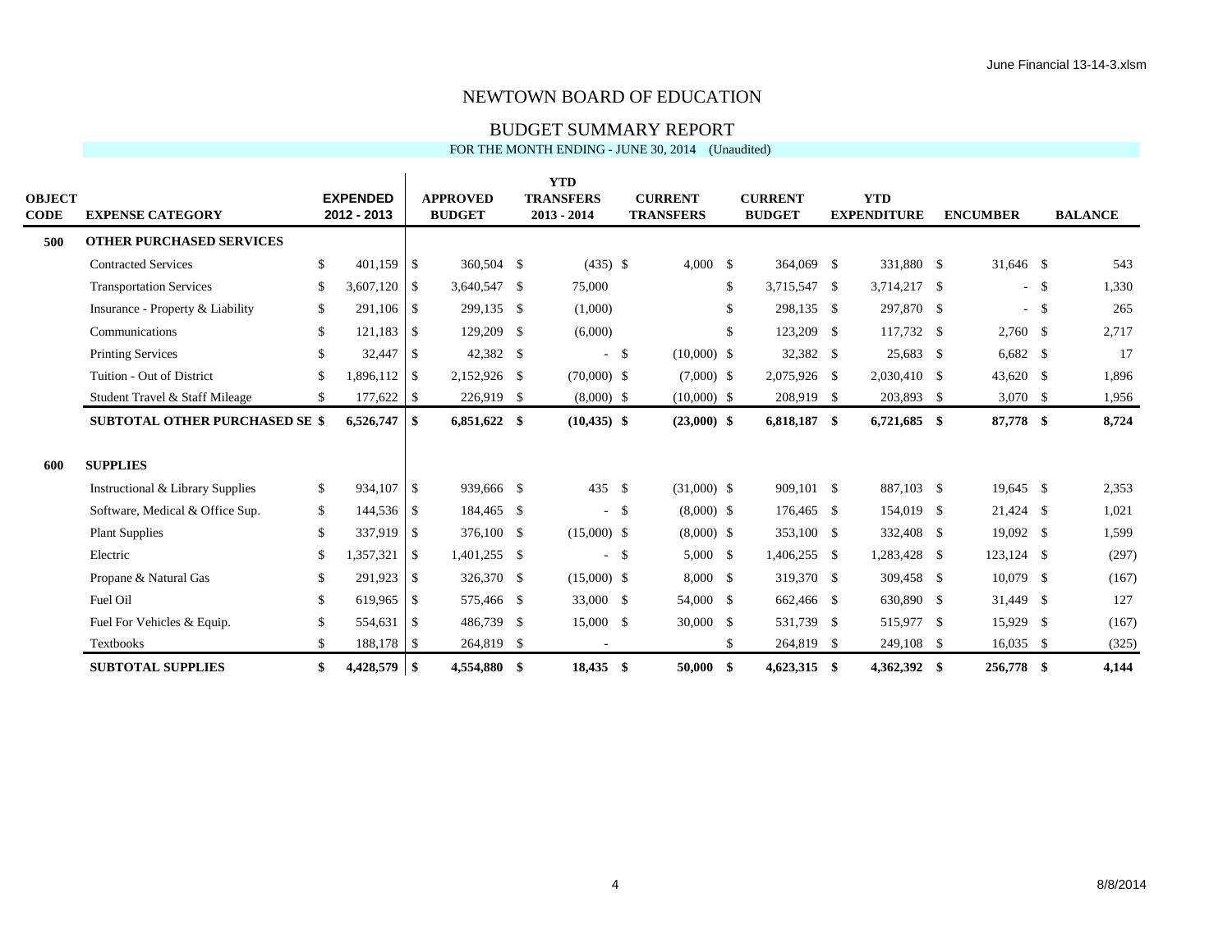# NEWTOWN BOARD OF EDUCATION

## BUDGET SUMMARY REPORT

FOR THE MONTH ENDING - JUNE 30, 2014 (Unaudited)

| OBJECT CODE | EXPENSE CATEGORY | EXPENDED 2012 - 2013 | APPROVED BUDGET | YTD TRANSFERS 2013 - 2014 | CURRENT TRANSFERS | CURRENT BUDGET | YTD EXPENDITURE | ENCUMBER | BALANCE |
|---|---|---|---|---|---|---|---|---|---|
| **500** | **OTHER PURCHASED SERVICES** | | | | | | | | |
| | Contracted Services | $ 401,159 | $ 360,504 | $ (435) | $ 4,000 | $ 364,069 | $ 331,880 | $ 31,646 | $ 543 |
| | Transportation Services | $ 3,607,120 | $ 3,640,547 | $ 75,000 | | $ 3,715,547 | $ 3,714,217 | $ - | $ 1,330 |
| | Insurance - Property & Liability | $ 291,106 | $ 299,135 | $ (1,000) | | $ 298,135 | $ 297,870 | $ - | $ 265 |
| | Communications | $ 121,183 | $ 129,209 | $ (6,000) | | $ 123,209 | $ 117,732 | $ 2,760 | $ 2,717 |
| | Printing Services | $ 32,447 | $ 42,382 | $ - | $ (10,000) | $ 32,382 | $ 25,683 | $ 6,682 | $ 17 |
| | Tuition - Out of District | $ 1,896,112 | $ 2,152,926 | $ (70,000) | $ (7,000) | $ 2,075,926 | $ 2,030,410 | $ 43,620 | $ 1,896 |
| | Student Travel & Staff Mileage | $ 177,622 | $ 226,919 | $ (8,000) | $ (10,000) | $ 208,919 | $ 203,893 | $ 3,070 | $ 1,956 |
| | **SUBTOTAL OTHER PURCHASED SE** | **$ 6,526,747** | **$ 6,851,622** | **$ (10,435)** | **$ (23,000)** | **$ 6,818,187** | **$ 6,721,685** | **$ 87,778** | **$ 8,724** |
| **600** | **SUPPLIES** | | | | | | | | |
| | Instructional & Library Supplies | $ 934,107 | $ 939,666 | $ 435 | $ (31,000) | $ 909,101 | $ 887,103 | $ 19,645 | $ 2,353 |
| | Software, Medical & Office Sup. | $ 144,536 | $ 184,465 | $ - | $ (8,000) | $ 176,465 | $ 154,019 | $ 21,424 | $ 1,021 |
| | Plant Supplies | $ 337,919 | $ 376,100 | $ (15,000) | $ (8,000) | $ 353,100 | $ 332,408 | $ 19,092 | $ 1,599 |
| | Electric | $ 1,357,321 | $ 1,401,255 | $ - | $ 5,000 | $ 1,406,255 | $ 1,283,428 | $ 123,124 | $ (297) |
| | Propane & Natural Gas | $ 291,923 | $ 326,370 | $ (15,000) | $ 8,000 | $ 319,370 | $ 309,458 | $ 10,079 | $ (167) |
| | Fuel Oil | $ 619,965 | $ 575,466 | $ 33,000 | $ 54,000 | $ 662,466 | $ 630,890 | $ 31,449 | $ 127 |
| | Fuel For Vehicles & Equip. | $ 554,631 | $ 486,739 | $ 15,000 | $ 30,000 | $ 531,739 | $ 515,977 | $ 15,929 | $ (167) |
| | Textbooks | $ 188,178 | $ 264,819 | $ - | | $ 264,819 | $ 249,108 | $ 16,035 | $ (325) |
| | **SUBTOTAL SUPPLIES** | **$ 4,428,579** | **$ 4,554,880** | **$ 18,435** | **$ 50,000** | **$ 4,623,315** | **$ 4,362,392** | **$ 256,778** | **$ 4,144** |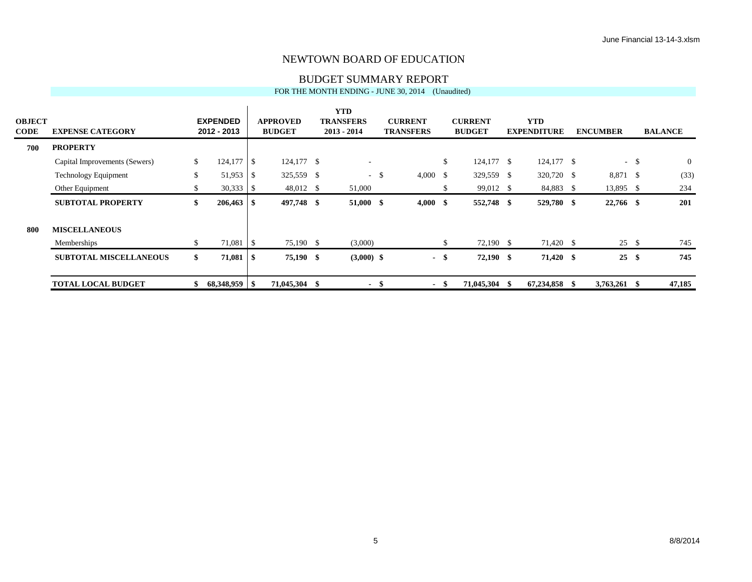# NEWTOWN BOARD OF EDUCATION

## BUDGET SUMMARY REPORT

FOR THE MONTH ENDING - JUNE 30, 2014 (Unaudited)

| OBJECT CODE | EXPENSE CATEGORY | EXPENDED 2012 - 2013 | APPROVED BUDGET | YTD TRANSFERS 2013 - 2014 | CURRENT TRANSFERS | CURRENT BUDGET | YTD EXPENDITURE | ENCUMBER | BALANCE |
|---|---|---|---|---|---|---|---|---|---|
| **700** | **PROPERTY** | | | | | | | | |
| | Capital Improvements (Sewers) | $ 124,177 | $ 124,177 | $ - | | $ 124,177 | $ 124,177 | $ - | $ 0 |
| | Technology Equipment | $ 51,953 | $ 325,559 | $ - | $ 4,000 | $ 329,559 | $ 320,720 | $ 8,871 | $ (33) |
| | Other Equipment | $ 30,333 | $ 48,012 | $ 51,000 | | $ 99,012 | $ 84,883 | $ 13,895 | $ 234 |
| | **SUBTOTAL PROPERTY** | **$ 206,463** | **$ 497,748** | **$ 51,000** | **$ 4,000** | **$ 552,748** | **$ 529,780** | **$ 22,766** | **$ 201** |
| **800** | **MISCELLANEOUS** | | | | | | | | |
| | Memberships | $ 71,081 | $ 75,190 | $ (3,000) | | $ 72,190 | $ 71,420 | $ 25 | $ 745 |
| | **SUBTOTAL MISCELLANEOUS** | **$ 71,081** | **$ 75,190** | **$ (3,000)** | **$ -** | **$ 72,190** | **$ 71,420** | **$ 25** | **$ 745** |
| | **TOTAL LOCAL BUDGET** | **$ 68,348,959** | **$ 71,045,304** | **$ -** | **$ -** | **$ 71,045,304** | **$ 67,234,858** | **$ 3,763,261** | **$ 47,185** |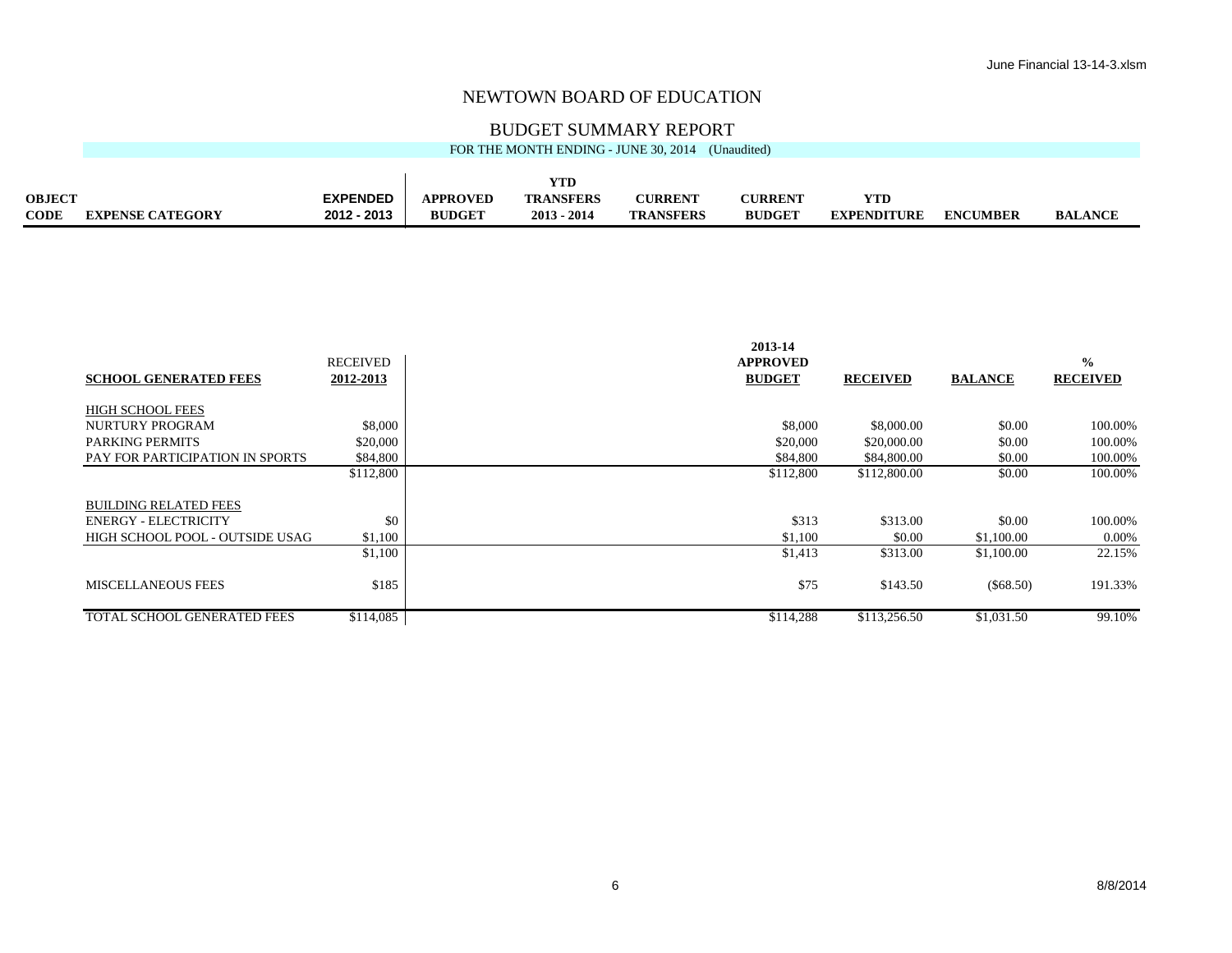# NEWTOWN BOARD OF EDUCATION

## BUDGET SUMMARY REPORT

FOR THE MONTH ENDING - JUNE 30, 2014 (Unaudited)

| OBJECT CODE | EXPENSE CATEGORY | EXPENDED 2012 - 2013 | APPROVED BUDGET | YTD TRANSFERS 2013 - 2014 | CURRENT TRANSFERS | CURRENT BUDGET | YTD EXPENDITURE | ENCUMBER | BALANCE |
|---|---|---|---|---|---|---|---|---|---|

| SCHOOL GENERATED FEES | RECEIVED 2012-2013 | 2013-14 APPROVED BUDGET | RECEIVED | BALANCE | % RECEIVED |
|---|---|---|---|---|---|
| HIGH SCHOOL FEES | | | | | |
| NURTURY PROGRAM | $8,000 | $8,000 | $8,000.00 | $0.00 | 100.00% |
| PARKING PERMITS | $20,000 | $20,000 | $20,000.00 | $0.00 | 100.00% |
| PAY FOR PARTICIPATION IN SPORTS | $84,800 | $84,800 | $84,800.00 | $0.00 | 100.00% |
| | $112,800 | $112,800 | $112,800.00 | $0.00 | 100.00% |
| BUILDING RELATED FEES | | | | | |
| ENERGY - ELECTRICITY | $0 | $313 | $313.00 | $0.00 | 100.00% |
| HIGH SCHOOL POOL - OUTSIDE USAG | $1,100 | $1,100 | $0.00 | $1,100.00 | 0.00% |
| | $1,100 | $1,413 | $313.00 | $1,100.00 | 22.15% |
| MISCELLANEOUS FEES | $185 | $75 | $143.50 | ($68.50) | 191.33% |
| TOTAL SCHOOL GENERATED FEES | $114,085 | $114,288 | $113,256.50 | $1,031.50 | 99.10% |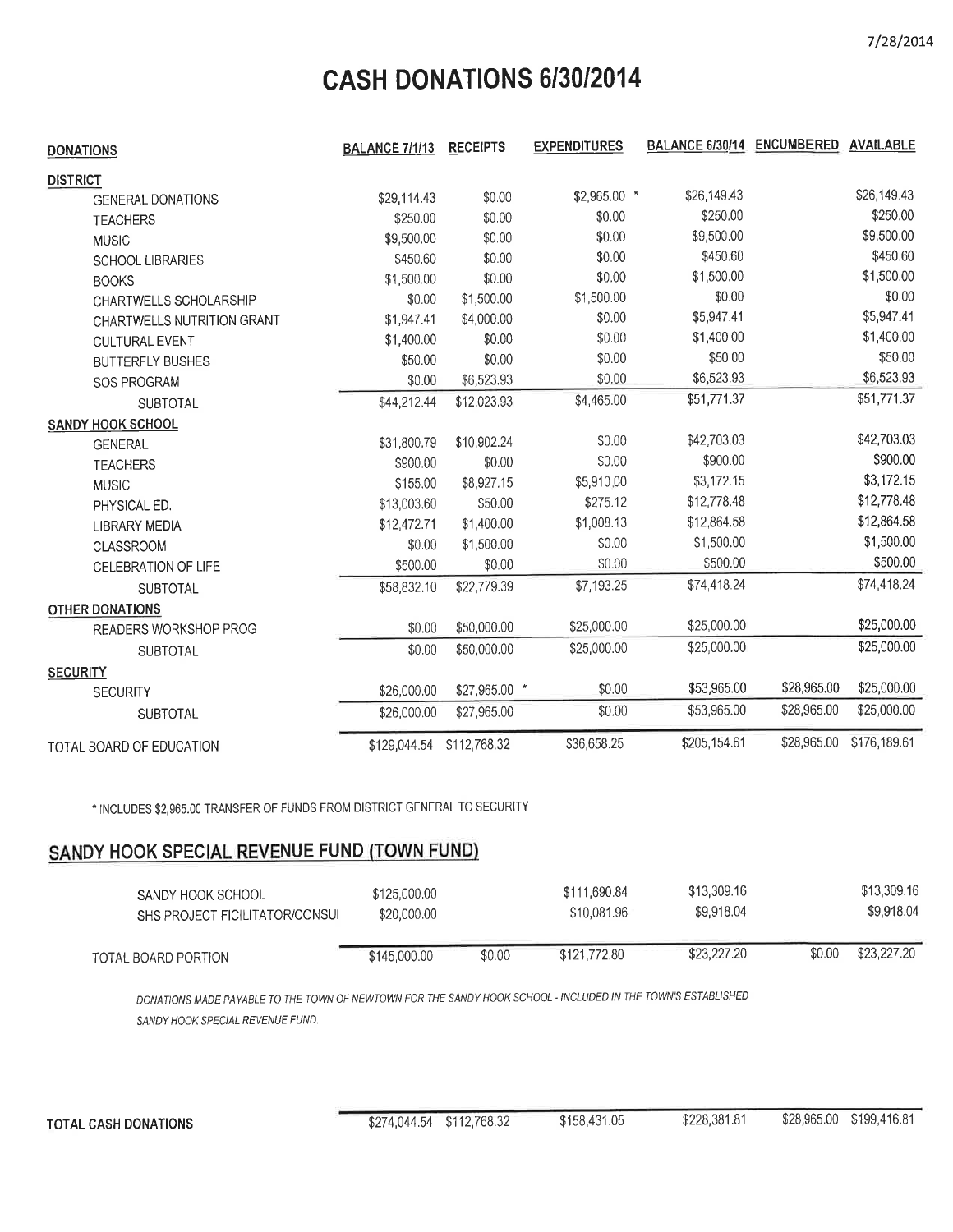7/28/2014

# CASH DONATIONS 6/30/2014

| DONATIONS | BALANCE 7/1/13 | RECEIPTS | EXPENDITURES | BALANCE 6/30/14 | ENCUMBERED | AVAILABLE |
|---|---|---|---|---|---|---|
| **DISTRICT** | | | | | | |
| GENERAL DONATIONS | $29,114.43 | $0.00 | $2,965.00 * | $26,149.43 | | $26,149.43 |
| TEACHERS | $250.00 | $0.00 | $0.00 | $250.00 | | $250.00 |
| MUSIC | $9,500.00 | $0.00 | $0.00 | $9,500.00 | | $9,500.00 |
| SCHOOL LIBRARIES | $450.60 | $0.00 | $0.00 | $450.60 | | $450.60 |
| BOOKS | $1,500.00 | $0.00 | $0.00 | $1,500.00 | | $1,500.00 |
| CHARTWELLS SCHOLARSHIP | $0.00 | $1,500.00 | $1,500.00 | $0.00 | | $0.00 |
| CHARTWELLS NUTRITION GRANT | $1,947.41 | $4,000.00 | $0.00 | $5,947.41 | | $5,947.41 |
| CULTURAL EVENT | $1,400.00 | $0.00 | $0.00 | $1,400.00 | | $1,400.00 |
| BUTTERFLY BUSHES | $50.00 | $0.00 | $0.00 | $50.00 | | $50.00 |
| SOS PROGRAM | $0.00 | $6,523.93 | $0.00 | $6,523.93 | | $6,523.93 |
| SUBTOTAL | $44,212.44 | $12,023.93 | $4,465.00 | $51,771.37 | | $51,771.37 |
| **SANDY HOOK SCHOOL** | | | | | | |
| GENERAL | $31,800.79 | $10,902.24 | $0.00 | $42,703.03 | | $42,703.03 |
| TEACHERS | $900.00 | $0.00 | $0.00 | $900.00 | | $900.00 |
| MUSIC | $155.00 | $8,927.15 | $5,910.00 | $3,172.15 | | $3,172.15 |
| PHYSICAL ED. | $13,003.60 | $50.00 | $275.12 | $12,778.48 | | $12,778.48 |
| LIBRARY MEDIA | $12,472.71 | $1,400.00 | $1,008.13 | $12,864.58 | | $12,864.58 |
| CLASSROOM | $0.00 | $1,500.00 | $0.00 | $1,500.00 | | $1,500.00 |
| CELEBRATION OF LIFE | $500.00 | $0.00 | $0.00 | $500.00 | | $500.00 |
| SUBTOTAL | $58,832.10 | $22,779.39 | $7,193.25 | $74,418.24 | | $74,418.24 |
| **OTHER DONATIONS** | | | | | | |
| READERS WORKSHOP PROG | $0.00 | $50,000.00 | $25,000.00 | $25,000.00 | | $25,000.00 |
| SUBTOTAL | $0.00 | $50,000.00 | $25,000.00 | $25,000.00 | | $25,000.00 |
| **SECURITY** | | | | | | |
| SECURITY | $26,000.00 | $27,965.00 * | $0.00 | $53,965.00 | $28,965.00 | $25,000.00 |
| SUBTOTAL | $26,000.00 | $27,965.00 | $0.00 | $53,965.00 | $28,965.00 | $25,000.00 |
| TOTAL BOARD OF EDUCATION | $129,044.54 | $112,768.32 | $36,658.25 | $205,154.61 | $28,965.00 | $176,189.61 |

* INCLUDES $2,965.00 TRANSFER OF FUNDS FROM DISTRICT GENERAL TO SECURITY

## SANDY HOOK SPECIAL REVENUE FUND (TOWN FUND)

| | BALANCE 7/1/13 | RECEIPTS | EXPENDITURES | BALANCE 6/30/14 | ENCUMBERED | AVAILABLE |
|---|---|---|---|---|---|---|
| SANDY HOOK SCHOOL | $125,000.00 | | $111,690.84 | $13,309.16 | | $13,309.16 |
| SHS PROJECT FICILITATOR/CONSUl | $20,000.00 | | $10,081.96 | $9,918.04 | | $9,918.04 |
| TOTAL BOARD PORTION | $145,000.00 | $0.00 | $121,772.80 | $23,227.20 | $0.00 | $23,227.20 |

*DONATIONS MADE PAYABLE TO THE TOWN OF NEWTOWN FOR THE SANDY HOOK SCHOOL - INCLUDED IN THE TOWN'S ESTABLISHED SANDY HOOK SPECIAL REVENUE FUND.*

| | BALANCE 7/1/13 | RECEIPTS | EXPENDITURES | BALANCE 6/30/14 | ENCUMBERED | AVAILABLE |
|---|---|---|---|---|---|---|
| **TOTAL CASH DONATIONS** | $274,044.54 | $112,768.32 | $158,431.05 | $228,381.81 | $28,965.00 | $199,416.81 |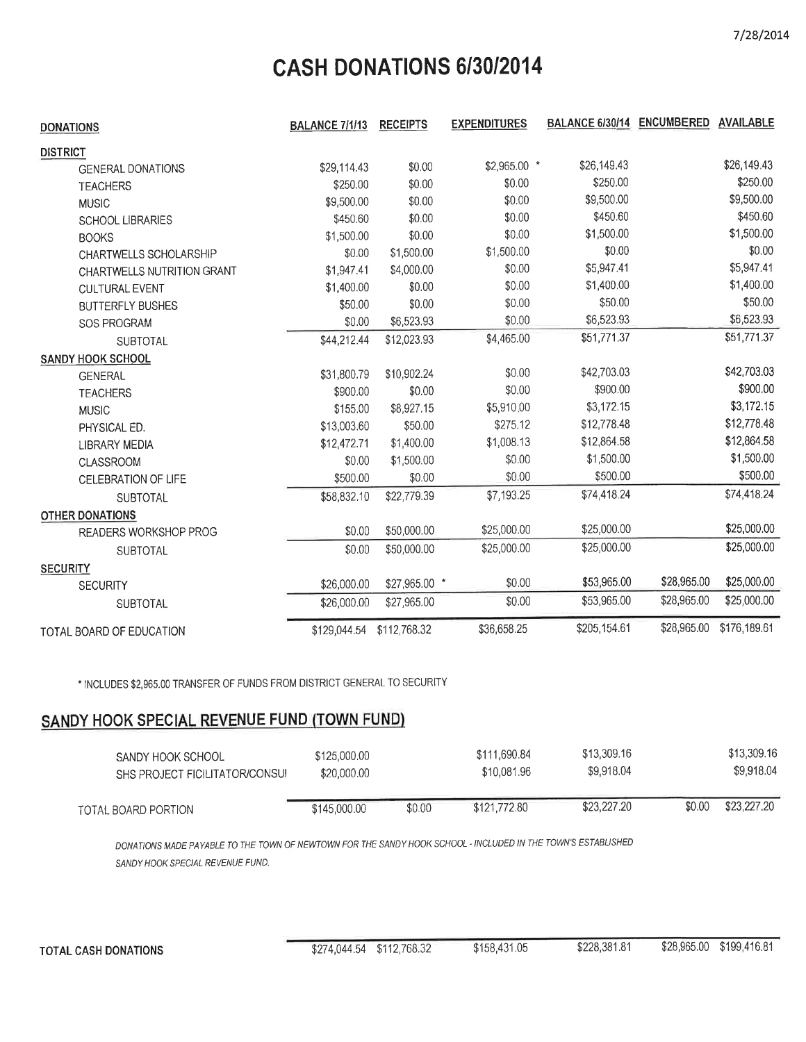7/28/2014

# CASH DONATIONS 6/30/2014

| DONATIONS | BALANCE 7/1/13 | RECEIPTS | EXPENDITURES | BALANCE 6/30/14 | ENCUMBERED | AVAILABLE |
|---|---|---|---|---|---|---|
| **DISTRICT** | | | | | | |
| GENERAL DONATIONS | $29,114.43 | $0.00 | $2,965.00 * | $26,149.43 | | $26,149.43 |
| TEACHERS | $250.00 | $0.00 | $0.00 | $250.00 | | $250.00 |
| MUSIC | $9,500.00 | $0.00 | $0.00 | $9,500.00 | | $9,500.00 |
| SCHOOL LIBRARIES | $450.60 | $0.00 | $0.00 | $450.60 | | $450.60 |
| BOOKS | $1,500.00 | $0.00 | $0.00 | $1,500.00 | | $1,500.00 |
| CHARTWELLS SCHOLARSHIP | $0.00 | $1,500.00 | $1,500.00 | $0.00 | | $0.00 |
| CHARTWELLS NUTRITION GRANT | $1,947.41 | $4,000.00 | $0.00 | $5,947.41 | | $5,947.41 |
| CULTURAL EVENT | $1,400.00 | $0.00 | $0.00 | $1,400.00 | | $1,400.00 |
| BUTTERFLY BUSHES | $50.00 | $0.00 | $0.00 | $50.00 | | $50.00 |
| SOS PROGRAM | $0.00 | $6,523.93 | $0.00 | $6,523.93 | | $6,523.93 |
| SUBTOTAL | $44,212.44 | $12,023.93 | $4,465.00 | $51,771.37 | | $51,771.37 |
| **SANDY HOOK SCHOOL** | | | | | | |
| GENERAL | $31,800.79 | $10,902.24 | $0.00 | $42,703.03 | | $42,703.03 |
| TEACHERS | $900.00 | $0.00 | $0.00 | $900.00 | | $900.00 |
| MUSIC | $155.00 | $8,927.15 | $5,910.00 | $3,172.15 | | $3,172.15 |
| PHYSICAL ED. | $13,003.60 | $50.00 | $275.12 | $12,778.48 | | $12,778.48 |
| LIBRARY MEDIA | $12,472.71 | $1,400.00 | $1,008.13 | $12,864.58 | | $12,864.58 |
| CLASSROOM | $0.00 | $1,500.00 | $0.00 | $1,500.00 | | $1,500.00 |
| CELEBRATION OF LIFE | $500.00 | $0.00 | $0.00 | $500.00 | | $500.00 |
| SUBTOTAL | $58,832.10 | $22,779.39 | $7,193.25 | $74,418.24 | | $74,418.24 |
| **OTHER DONATIONS** | | | | | | |
| READERS WORKSHOP PROG | $0.00 | $50,000.00 | $25,000.00 | $25,000.00 | | $25,000.00 |
| SUBTOTAL | $0.00 | $50,000.00 | $25,000.00 | $25,000.00 | | $25,000.00 |
| **SECURITY** | | | | | | |
| SECURITY | $26,000.00 | $27,965.00 * | $0.00 | $53,965.00 | $28,965.00 | $25,000.00 |
| SUBTOTAL | $26,000.00 | $27,965.00 | $0.00 | $53,965.00 | $28,965.00 | $25,000.00 |
| TOTAL BOARD OF EDUCATION | $129,044.54 | $112,768.32 | $36,658.25 | $205,154.61 | $28,965.00 | $176,189.61 |

* INCLUDES $2,965.00 TRANSFER OF FUNDS FROM DISTRICT GENERAL TO SECURITY

## SANDY HOOK SPECIAL REVENUE FUND (TOWN FUND)

| | BALANCE 7/1/13 | RECEIPTS | EXPENDITURES | BALANCE 6/30/14 | ENCUMBERED | AVAILABLE |
|---|---|---|---|---|---|---|
| SANDY HOOK SCHOOL | $125,000.00 | | $111,690.84 | $13,309.16 | | $13,309.16 |
| SHS PROJECT FICILITATOR/CONSUI | $20,000.00 | | $10,081.96 | $9,918.04 | | $9,918.04 |
| TOTAL BOARD PORTION | $145,000.00 | $0.00 | $121,772.80 | $23,227.20 | $0.00 | $23,227.20 |

*DONATIONS MADE PAYABLE TO THE TOWN OF NEWTOWN FOR THE SANDY HOOK SCHOOL - INCLUDED IN THE TOWN'S ESTABLISHED SANDY HOOK SPECIAL REVENUE FUND.*

| | BALANCE 7/1/13 | RECEIPTS | EXPENDITURES | BALANCE 6/30/14 | ENCUMBERED | AVAILABLE |
|---|---|---|---|---|---|---|
| **TOTAL CASH DONATIONS** | $274,044.54 | $112,768.32 | $158,431.05 | $228,381.81 | $28,965.00 | $199,416.81 |